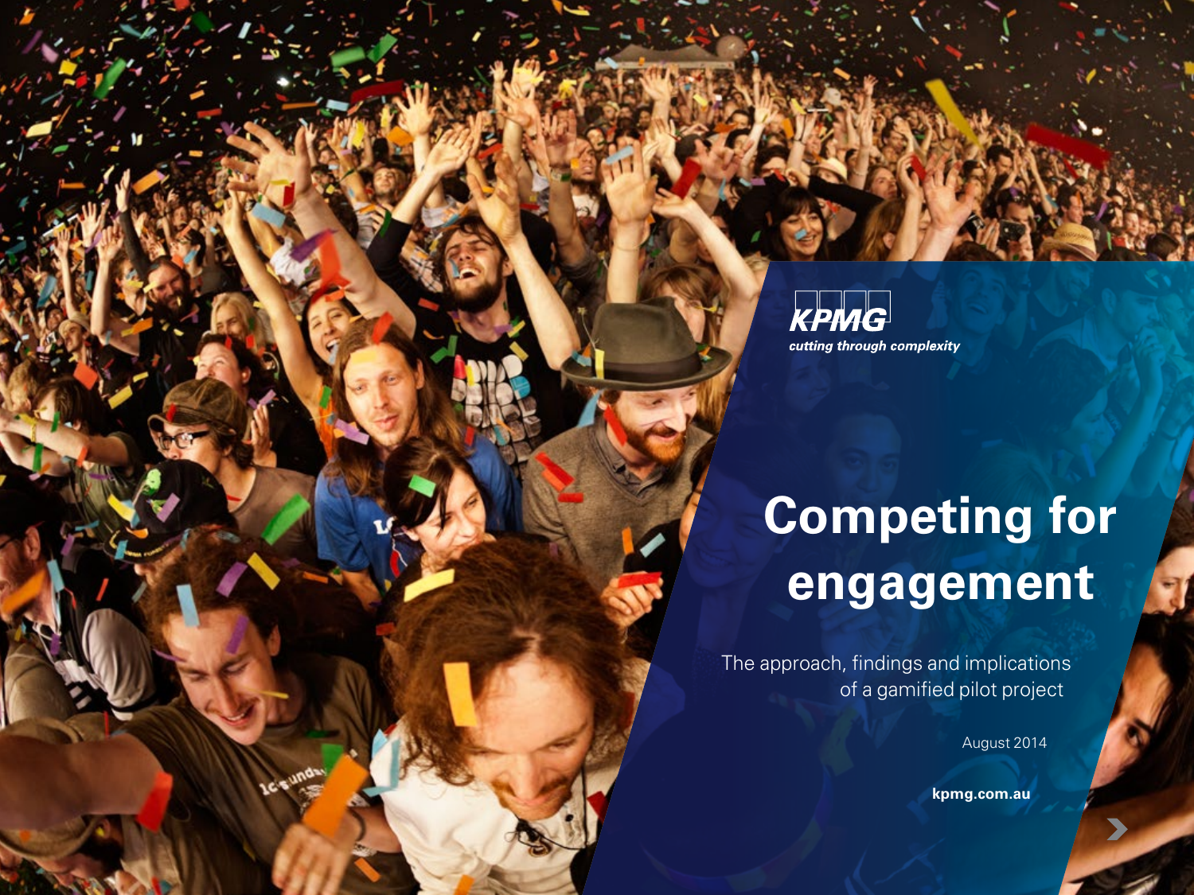KPMG

*cutting through complexity*

# Competing for engagement

The approach, findings and implications of a gamified pilot project

August 2014

**kpmg.com.au**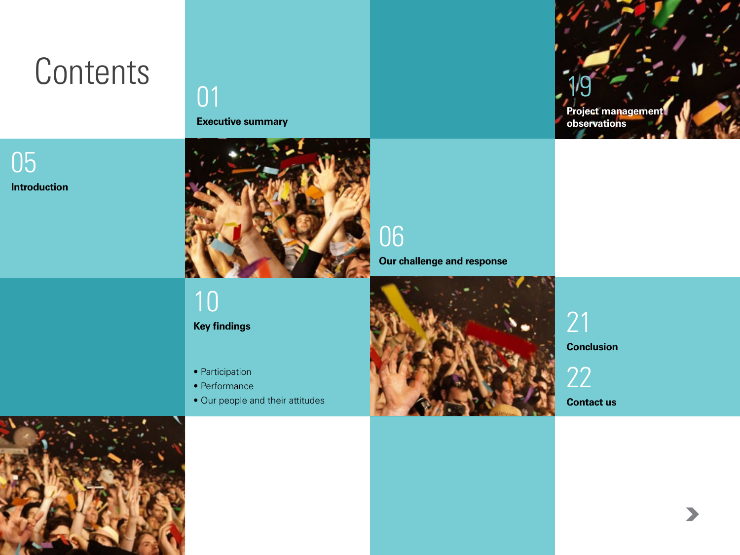# Contents

01 **Executive summary**

05 **Introduction**

06 **Our challenge and response**

10 **Key findings**

- Participation
- Performance
- Our people and their attitudes

19 **Project management observations**

21 **Conclusion**

22 **Contact us**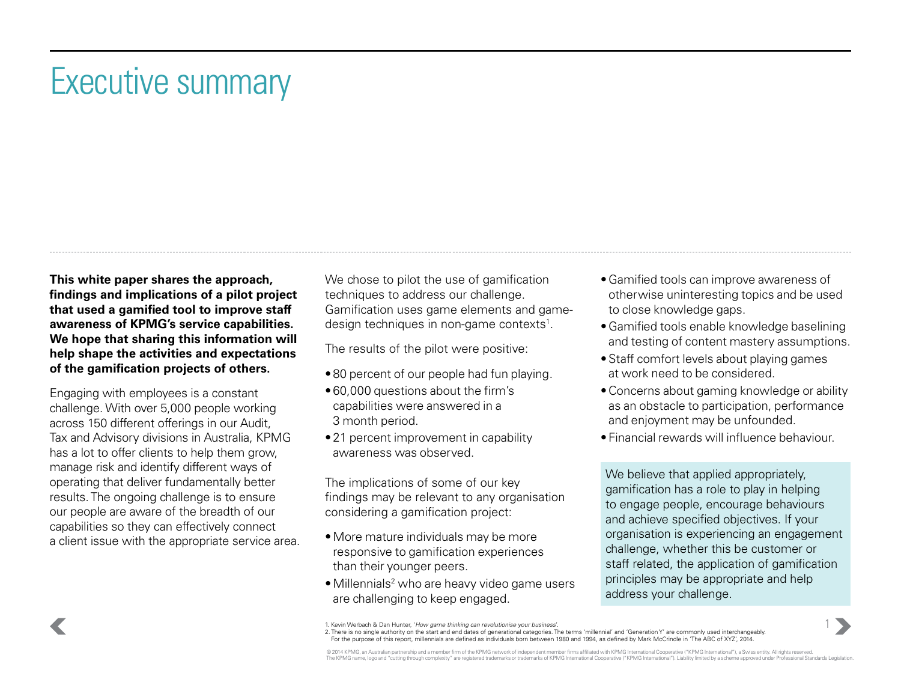# Executive summary

**This white paper shares the approach, findings and implications of a pilot project that used a gamified tool to improve staff awareness of KPMG's service capabilities. We hope that sharing this information will help shape the activities and expectations of the gamification projects of others.**

Engaging with employees is a constant challenge. With over 5,000 people working across 150 different offerings in our Audit, Tax and Advisory divisions in Australia, KPMG has a lot to offer clients to help them grow, manage risk and identify different ways of operating that deliver fundamentally better results. The ongoing challenge is to ensure our people are aware of the breadth of our capabilities so they can effectively connect a client issue with the appropriate service area.

We chose to pilot the use of gamification techniques to address our challenge. Gamification uses game elements and game-design techniques in non-game contexts[1].

The results of the pilot were positive:

- 80 percent of our people had fun playing.
- 60,000 questions about the firm's capabilities were answered in a 3 month period.
- 21 percent improvement in capability awareness was observed.

The implications of some of our key findings may be relevant to any organisation considering a gamification project:

- More mature individuals may be more responsive to gamification experiences than their younger peers.
- Millennials[2] who are heavy video game users are challenging to keep engaged.
- Gamified tools can improve awareness of otherwise uninteresting topics and be used to close knowledge gaps.
- Gamified tools enable knowledge baselining and testing of content mastery assumptions.
- Staff comfort levels about playing games at work need to be considered.
- Concerns about gaming knowledge or ability as an obstacle to participation, performance and enjoyment may be unfounded.
- Financial rewards will influence behaviour.

We believe that applied appropriately, gamification has a role to play in helping to engage people, encourage behaviours and achieve specified objectives. If your organisation is experiencing an engagement challenge, whether this be customer or staff related, the application of gamification principles may be appropriate and help address your challenge.

1. Kevin Werbach & Dan Hunter, '*How game thinking can revolutionise your business*'.
2. There is no single authority on the start and end dates of generational categories. The terms 'millennial' and 'Generation Y' are commonly used interchangeably. For the purpose of this report, millennials are defined as individuals born between 1980 and 1994, as defined by Mark McCrindle in 'The ABC of XYZ', 2014.

© 2014 KPMG, an Australian partnership and a member firm of the KPMG network of independent member firms affiliated with KPMG International Cooperative ("KPMG International"), a Swiss entity. All rights reserved. The KPMG name, logo and "cutting through complexity" are registered trademarks or trademarks of KPMG International Cooperative ("KPMG International"). Liability limited by a scheme approved under Professional Standards Legislation.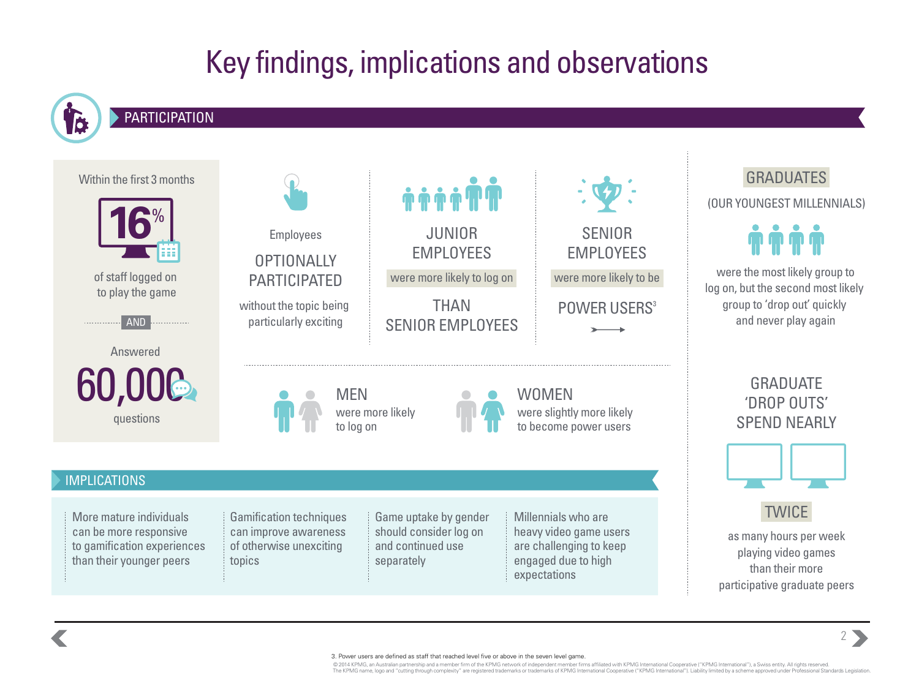# Key findings, implications and observations

## PARTICIPATION

Within the first 3 months

**16%**

of staff logged on to play the game

AND

Answered

**60,000**

questions

Employees

OPTIONALLY PARTICIPATED

without the topic being particularly exciting

JUNIOR EMPLOYEES

were more likely to log on

THAN SENIOR EMPLOYEES

SENIOR EMPLOYEES

were more likely to be

POWER USERS[3]

MEN

were more likely to log on

WOMEN

were slightly more likely to become power users

GRADUATES

(OUR YOUNGEST MILLENNIALS)

were the most likely group to log on, but the second most likely group to 'drop out' quickly and never play again

GRADUATE 'DROP OUTS' SPEND NEARLY

TWICE

as many hours per week playing video games than their more participative graduate peers

## IMPLICATIONS

- More mature individuals can be more responsive to gamification experiences than their younger peers
- Gamification techniques can improve awareness of otherwise unexciting topics
- Game uptake by gender should consider log on and continued use separately
- Millennials who are heavy video game users are challenging to keep engaged due to high expectations

3. Power users are defined as staff that reached level five or above in the seven level game.

© 2014 KPMG, an Australian partnership and a member firm of the KPMG network of independent member firms affiliated with KPMG International Cooperative ("KPMG International"), a Swiss entity. All rights reserved.
The KPMG name, logo and "cutting through complexity" are registered trademarks or trademarks of KPMG International Cooperative ("KPMG International"). Liability limited by a scheme approved under Professional Standards Legislation.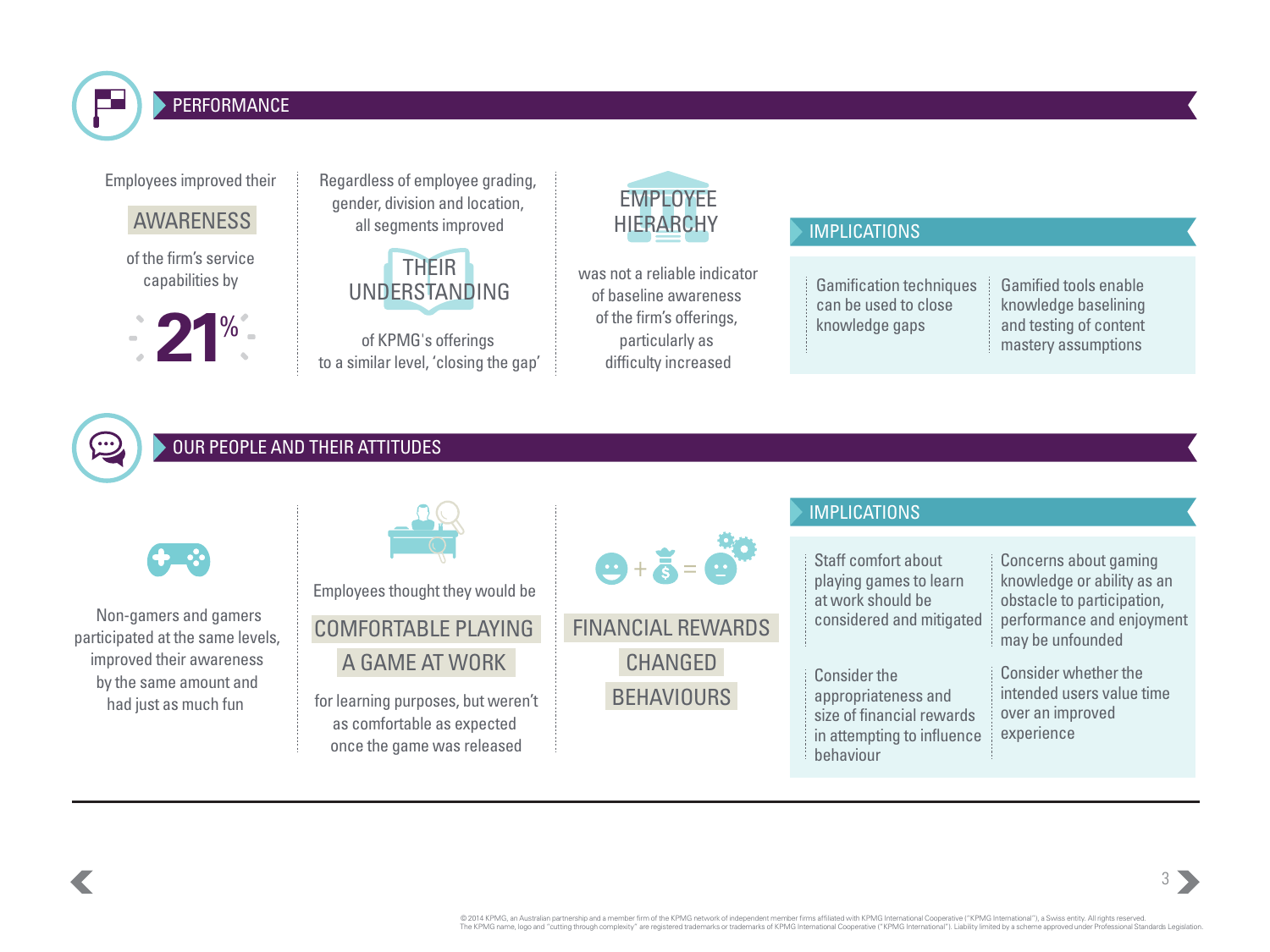## PERFORMANCE

Employees improved their **AWARENESS** of the firm's service capabilities by **21%**

Regardless of employee grading, gender, division and location, all segments improved **THEIR UNDERSTANDING** of KPMG's offerings to a similar level, 'closing the gap'

**EMPLOYEE HIERARCHY** was not a reliable indicator of baseline awareness of the firm's offerings, particularly as difficulty increased

### IMPLICATIONS

- Gamification techniques can be used to close knowledge gaps
- Gamified tools enable knowledge baselining and testing of content mastery assumptions

## OUR PEOPLE AND THEIR ATTITUDES

Non-gamers and gamers participated at the same levels, improved their awareness by the same amount and had just as much fun

Employees thought they would be **COMFORTABLE PLAYING A GAME AT WORK** for learning purposes, but weren't as comfortable as expected once the game was released

**FINANCIAL REWARDS CHANGED BEHAVIOURS**

### IMPLICATIONS

- Staff comfort about playing games to learn at work should be considered and mitigated
- Concerns about gaming knowledge or ability as an obstacle to participation, performance and enjoyment may be unfounded
- Consider the appropriateness and size of financial rewards in attempting to influence behaviour
- Consider whether the intended users value time over an improved experience

© 2014 KPMG, an Australian partnership and a member firm of the KPMG network of independent member firms affiliated with KPMG International Cooperative ("KPMG International"), a Swiss entity. All rights reserved. The KPMG name, logo and "cutting through complexity" are registered trademarks or trademarks of KPMG International Cooperative ("KPMG International"). Liability limited by a scheme approved under Professional Standards Legislation.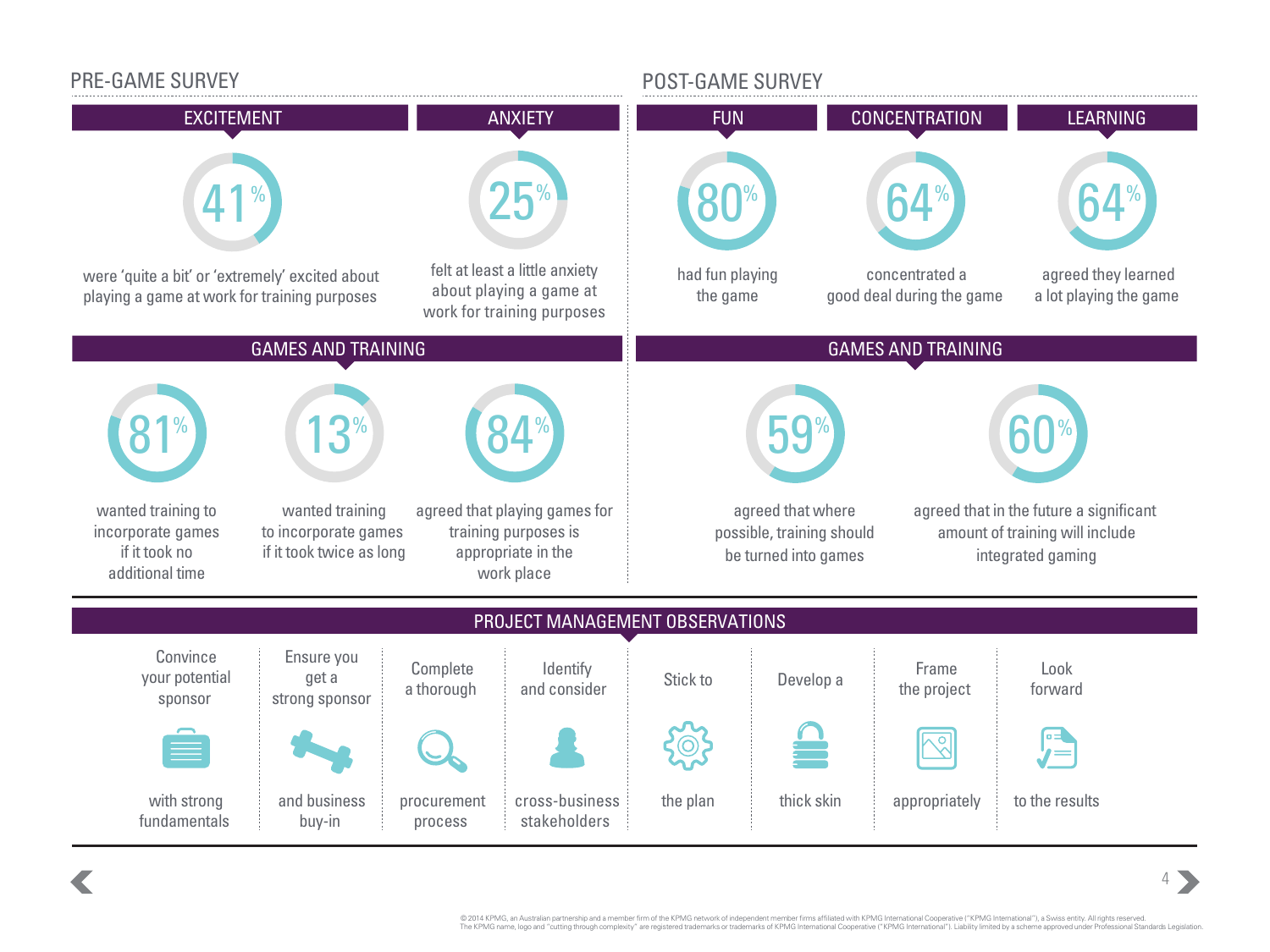## PRE-GAME SURVEY

### EXCITEMENT

**41%**

were 'quite a bit' or 'extremely' excited about playing a game at work for training purposes

### ANXIETY

**25%**

felt at least a little anxiety about playing a game at work for training purposes

### GAMES AND TRAINING

**81%**

wanted training to incorporate games if it took no additional time

**13%**

wanted training to incorporate games if it took twice as long

**84%**

agreed that playing games for training purposes is appropriate in the work place

## POST-GAME SURVEY

### FUN

**80%**

had fun playing the game

### CONCENTRATION

**64%**

concentrated a good deal during the game

### LEARNING

**64%**

agreed they learned a lot playing the game

### GAMES AND TRAINING

**59%**

agreed that where possible, training should be turned into games

**60%**

agreed that in the future a significant amount of training will include integrated gaming

## PROJECT MANAGEMENT OBSERVATIONS

- Convince your potential sponsor with strong fundamentals
- Ensure you get a strong sponsor and business buy-in
- Complete a thorough procurement process
- Identify and consider cross-business stakeholders
- Stick to the plan
- Develop a thick skin
- Frame the project appropriately
- Look forward to the results

© 2014 KPMG, an Australian partnership and a member firm of the KPMG network of independent member firms affiliated with KPMG International Cooperative ("KPMG International"), a Swiss entity. All rights reserved.
The KPMG name, logo and "cutting through complexity" are registered trademarks or trademarks of KPMG International Cooperative ("KPMG International"). Liability limited by a scheme approved under Professional Standards Legislation.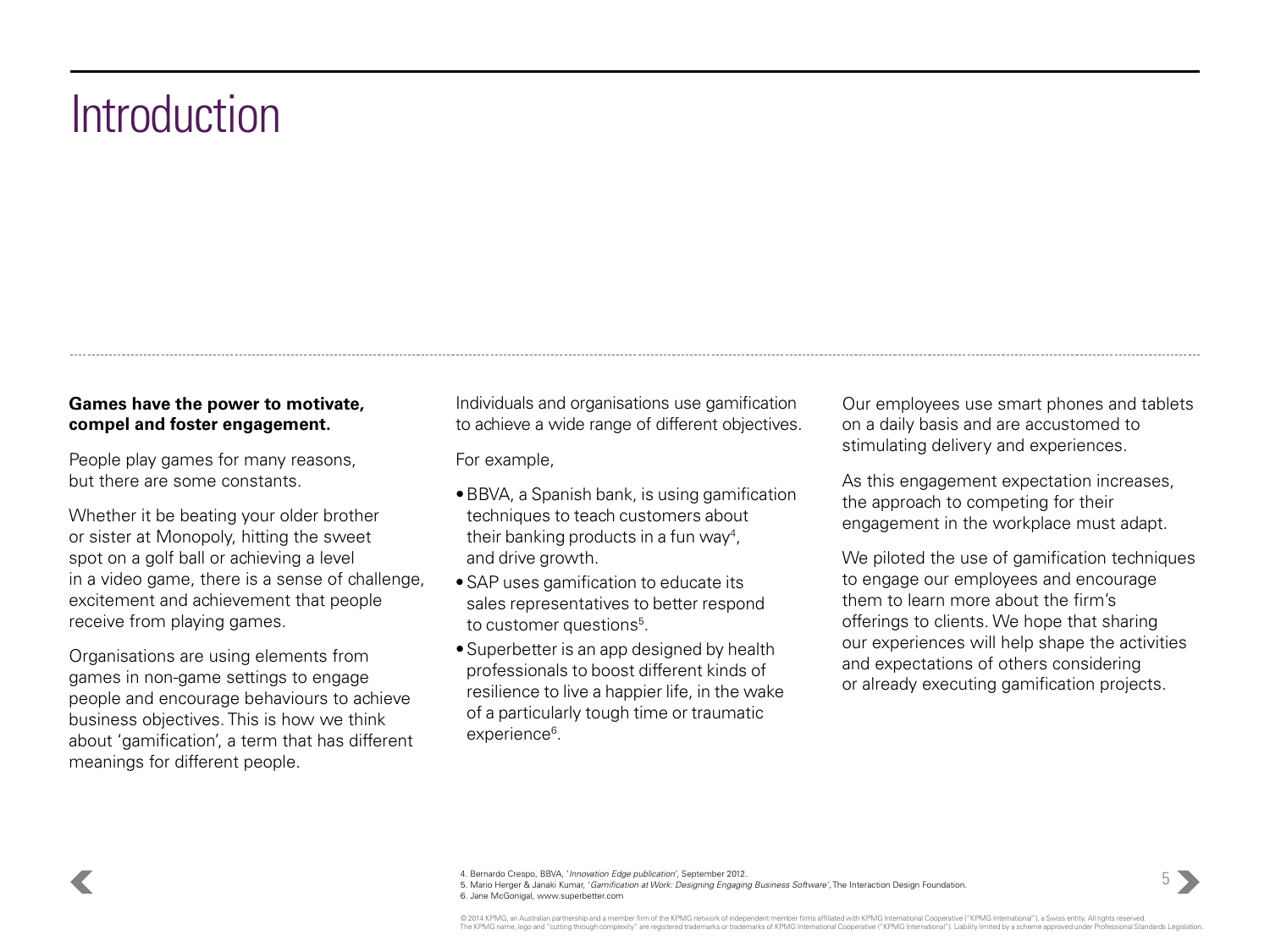# Introduction

**Games have the power to motivate, compel and foster engagement.**

People play games for many reasons, but there are some constants.

Whether it be beating your older brother or sister at Monopoly, hitting the sweet spot on a golf ball or achieving a level in a video game, there is a sense of challenge, excitement and achievement that people receive from playing games.

Organisations are using elements from games in non-game settings to engage people and encourage behaviours to achieve business objectives. This is how we think about 'gamification', a term that has different meanings for different people.

Individuals and organisations use gamification to achieve a wide range of different objectives.

For example,

- BBVA, a Spanish bank, is using gamification techniques to teach customers about their banking products in a fun way[4], and drive growth.
- SAP uses gamification to educate its sales representatives to better respond to customer questions[5].
- Superbetter is an app designed by health professionals to boost different kinds of resilience to live a happier life, in the wake of a particularly tough time or traumatic experience[6].

Our employees use smart phones and tablets on a daily basis and are accustomed to stimulating delivery and experiences.

As this engagement expectation increases, the approach to competing for their engagement in the workplace must adapt.

We piloted the use of gamification techniques to engage our employees and encourage them to learn more about the firm's offerings to clients. We hope that sharing our experiences will help shape the activities and expectations of others considering or already executing gamification projects.

4. Bernardo Crespo, BBVA, '*Innovation Edge publication*', September 2012.
5. Mario Herger & Janaki Kumar, '*Gamification at Work: Designing Engaging Business Software*', The Interaction Design Foundation.
6. Jane McGonigal, www.superbetter.com

© 2014 KPMG, an Australian partnership and a member firm of the KPMG network of independent member firms affiliated with KPMG International Cooperative ("KPMG International"), a Swiss entity. All rights reserved. The KPMG name, logo and "cutting through complexity" are registered trademarks or trademarks of KPMG International Cooperative ("KPMG International"). Liability limited by a scheme approved under Professional Standards Legislation.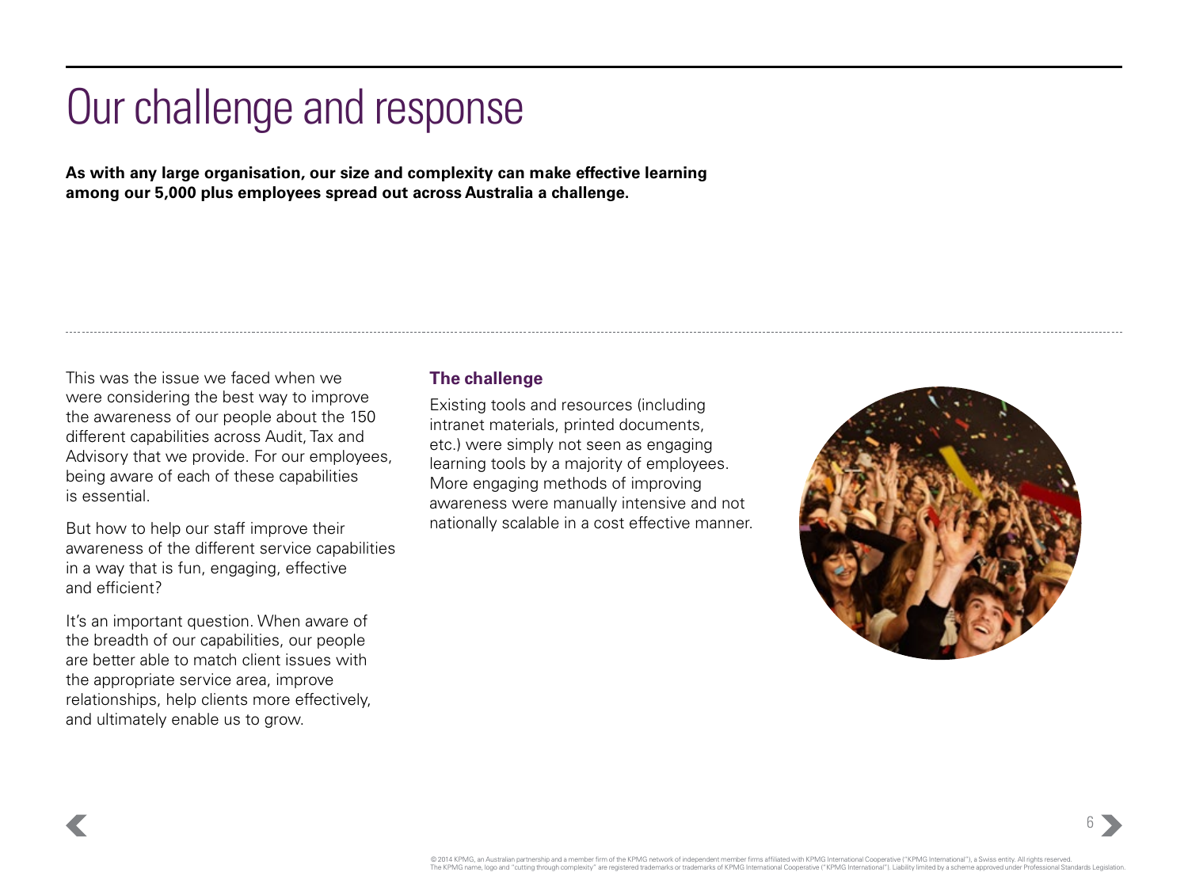# Our challenge and response

**As with any large organisation, our size and complexity can make effective learning among our 5,000 plus employees spread out across Australia a challenge.**

This was the issue we faced when we were considering the best way to improve the awareness of our people about the 150 different capabilities across Audit, Tax and Advisory that we provide. For our employees, being aware of each of these capabilities is essential.

But how to help our staff improve their awareness of the different service capabilities in a way that is fun, engaging, effective and efficient?

It's an important question. When aware of the breadth of our capabilities, our people are better able to match client issues with the appropriate service area, improve relationships, help clients more effectively, and ultimately enable us to grow.

### The challenge

Existing tools and resources (including intranet materials, printed documents, etc.) were simply not seen as engaging learning tools by a majority of employees. More engaging methods of improving awareness were manually intensive and not nationally scalable in a cost effective manner.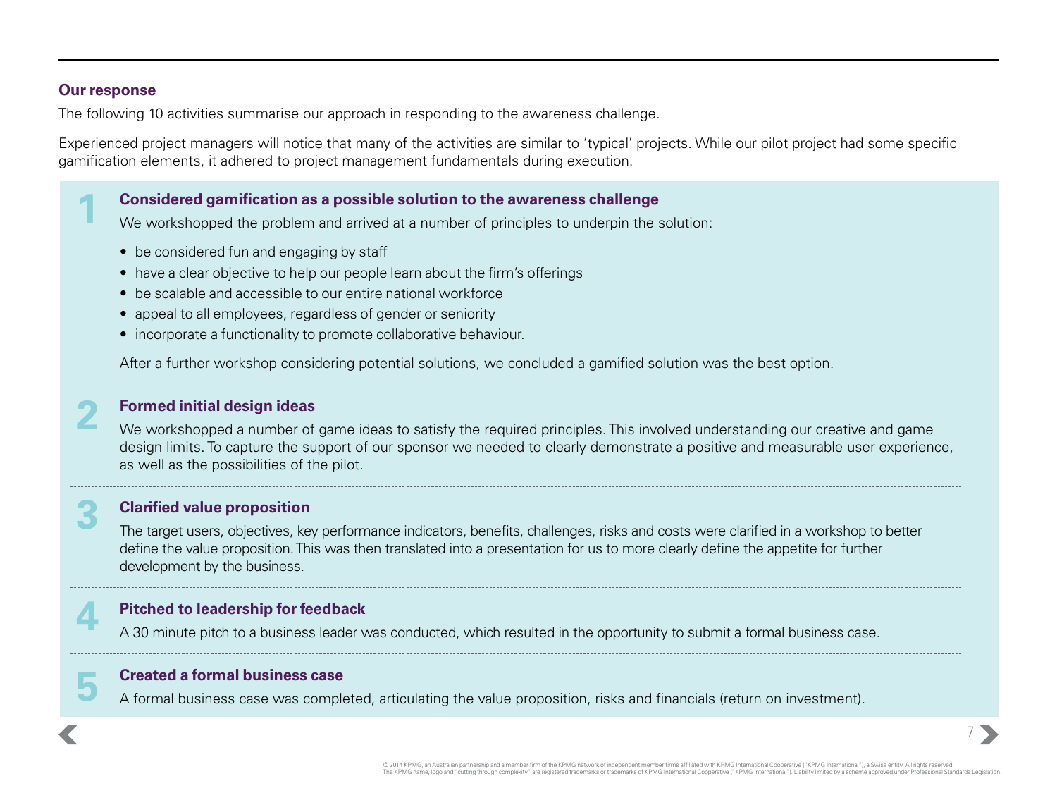## Our response

The following 10 activities summarise our approach in responding to the awareness challenge.

Experienced project managers will notice that many of the activities are similar to 'typical' projects. While our pilot project had some specific gamification elements, it adhered to project management fundamentals during execution.

### 1 Considered gamification as a possible solution to the awareness challenge

We workshopped the problem and arrived at a number of principles to underpin the solution:

- be considered fun and engaging by staff
- have a clear objective to help our people learn about the firm's offerings
- be scalable and accessible to our entire national workforce
- appeal to all employees, regardless of gender or seniority
- incorporate a functionality to promote collaborative behaviour.

After a further workshop considering potential solutions, we concluded a gamified solution was the best option.

### 2 Formed initial design ideas

We workshopped a number of game ideas to satisfy the required principles. This involved understanding our creative and game design limits. To capture the support of our sponsor we needed to clearly demonstrate a positive and measurable user experience, as well as the possibilities of the pilot.

### 3 Clarified value proposition

The target users, objectives, key performance indicators, benefits, challenges, risks and costs were clarified in a workshop to better define the value proposition. This was then translated into a presentation for us to more clearly define the appetite for further development by the business.

### 4 Pitched to leadership for feedback

A 30 minute pitch to a business leader was conducted, which resulted in the opportunity to submit a formal business case.

### 5 Created a formal business case

A formal business case was completed, articulating the value proposition, risks and financials (return on investment).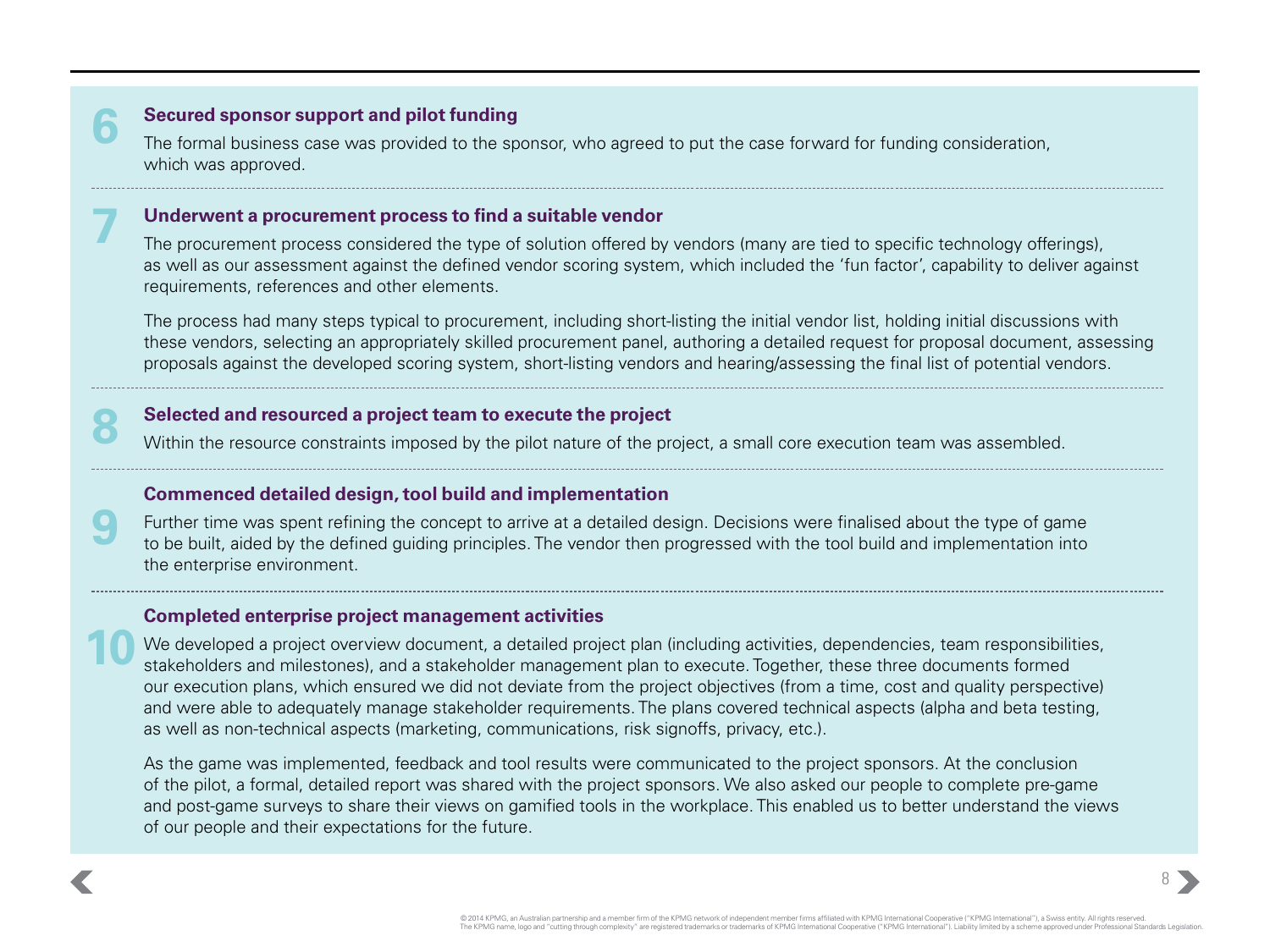**6** **Secured sponsor support and pilot funding**

The formal business case was provided to the sponsor, who agreed to put the case forward for funding consideration, which was approved.

**7** **Underwent a procurement process to find a suitable vendor**

The procurement process considered the type of solution offered by vendors (many are tied to specific technology offerings), as well as our assessment against the defined vendor scoring system, which included the ‘fun factor’, capability to deliver against requirements, references and other elements.

The process had many steps typical to procurement, including short-listing the initial vendor list, holding initial discussions with these vendors, selecting an appropriately skilled procurement panel, authoring a detailed request for proposal document, assessing proposals against the developed scoring system, short-listing vendors and hearing/assessing the final list of potential vendors.

**8** **Selected and resourced a project team to execute the project**

Within the resource constraints imposed by the pilot nature of the project, a small core execution team was assembled.

**9** **Commenced detailed design, tool build and implementation**

Further time was spent refining the concept to arrive at a detailed design. Decisions were finalised about the type of game to be built, aided by the defined guiding principles. The vendor then progressed with the tool build and implementation into the enterprise environment.

**10** **Completed enterprise project management activities**

We developed a project overview document, a detailed project plan (including activities, dependencies, team responsibilities, stakeholders and milestones), and a stakeholder management plan to execute. Together, these three documents formed our execution plans, which ensured we did not deviate from the project objectives (from a time, cost and quality perspective) and were able to adequately manage stakeholder requirements. The plans covered technical aspects (alpha and beta testing, as well as non-technical aspects (marketing, communications, risk signoffs, privacy, etc.).

As the game was implemented, feedback and tool results were communicated to the project sponsors. At the conclusion of the pilot, a formal, detailed report was shared with the project sponsors. We also asked our people to complete pre-game and post-game surveys to share their views on gamified tools in the workplace. This enabled us to better understand the views of our people and their expectations for the future.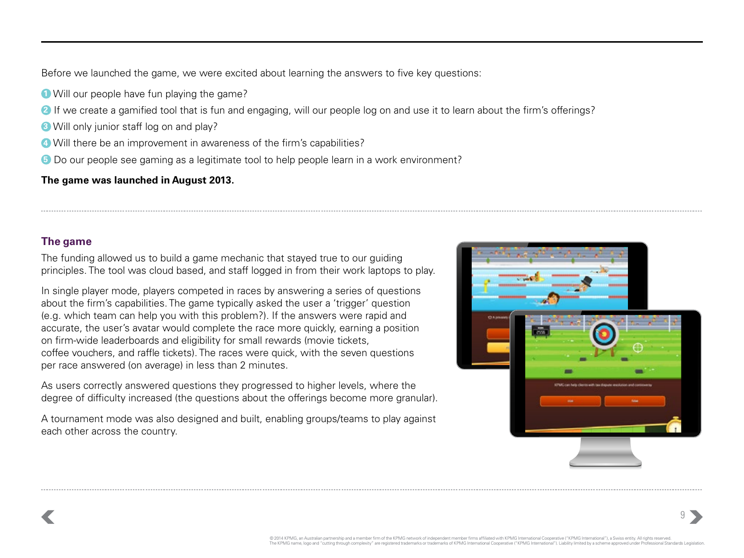Before we launched the game, we were excited about learning the answers to five key questions:

1. Will our people have fun playing the game?
2. If we create a gamified tool that is fun and engaging, will our people log on and use it to learn about the firm's offerings?
3. Will only junior staff log on and play?
4. Will there be an improvement in awareness of the firm's capabilities?
5. Do our people see gaming as a legitimate tool to help people learn in a work environment?

**The game was launched in August 2013.**

## The game

The funding allowed us to build a game mechanic that stayed true to our guiding principles. The tool was cloud based, and staff logged in from their work laptops to play.

In single player mode, players competed in races by answering a series of questions about the firm's capabilities. The game typically asked the user a 'trigger' question (e.g. which team can help you with this problem?). If the answers were rapid and accurate, the user's avatar would complete the race more quickly, earning a position on firm-wide leaderboards and eligibility for small rewards (movie tickets, coffee vouchers, and raffle tickets). The races were quick, with the seven questions per race answered (on average) in less than 2 minutes.

As users correctly answered questions they progressed to higher levels, where the degree of difficulty increased (the questions about the offerings become more granular).

A tournament mode was also designed and built, enabling groups/teams to play against each other across the country.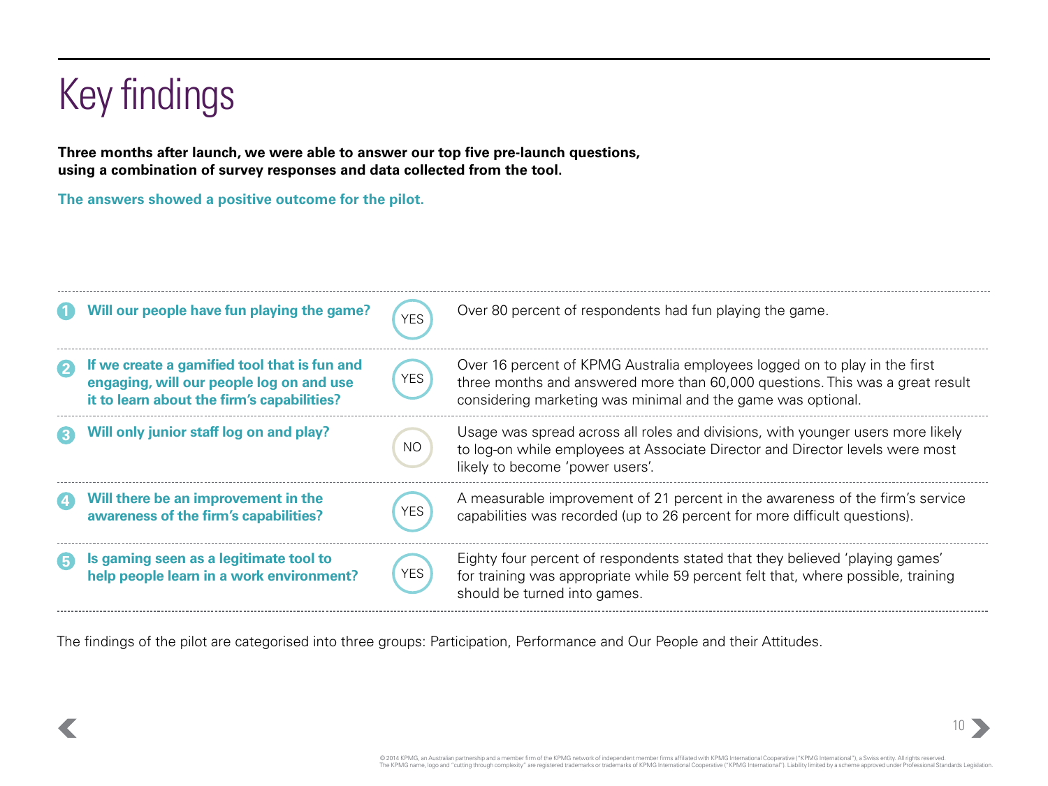# Key findings

**Three months after launch, we were able to answer our top five pre-launch questions, using a combination of survey responses and data collected from the tool.**

**The answers showed a positive outcome for the pilot.**

| # | Question | Answer | Finding |
|---|---|---|---|
| 1 | **Will our people have fun playing the game?** | YES | Over 80 percent of respondents had fun playing the game. |
| 2 | **If we create a gamified tool that is fun and engaging, will our people log on and use it to learn about the firm's capabilities?** | YES | Over 16 percent of KPMG Australia employees logged on to play in the first three months and answered more than 60,000 questions. This was a great result considering marketing was minimal and the game was optional. |
| 3 | **Will only junior staff log on and play?** | NO | Usage was spread across all roles and divisions, with younger users more likely to log-on while employees at Associate Director and Director levels were most likely to become 'power users'. |
| 4 | **Will there be an improvement in the awareness of the firm's capabilities?** | YES | A measurable improvement of 21 percent in the awareness of the firm's service capabilities was recorded (up to 26 percent for more difficult questions). |
| 5 | **Is gaming seen as a legitimate tool to help people learn in a work environment?** | YES | Eighty four percent of respondents stated that they believed 'playing games' for training was appropriate while 59 percent felt that, where possible, training should be turned into games. |

The findings of the pilot are categorised into three groups: Participation, Performance and Our People and their Attitudes.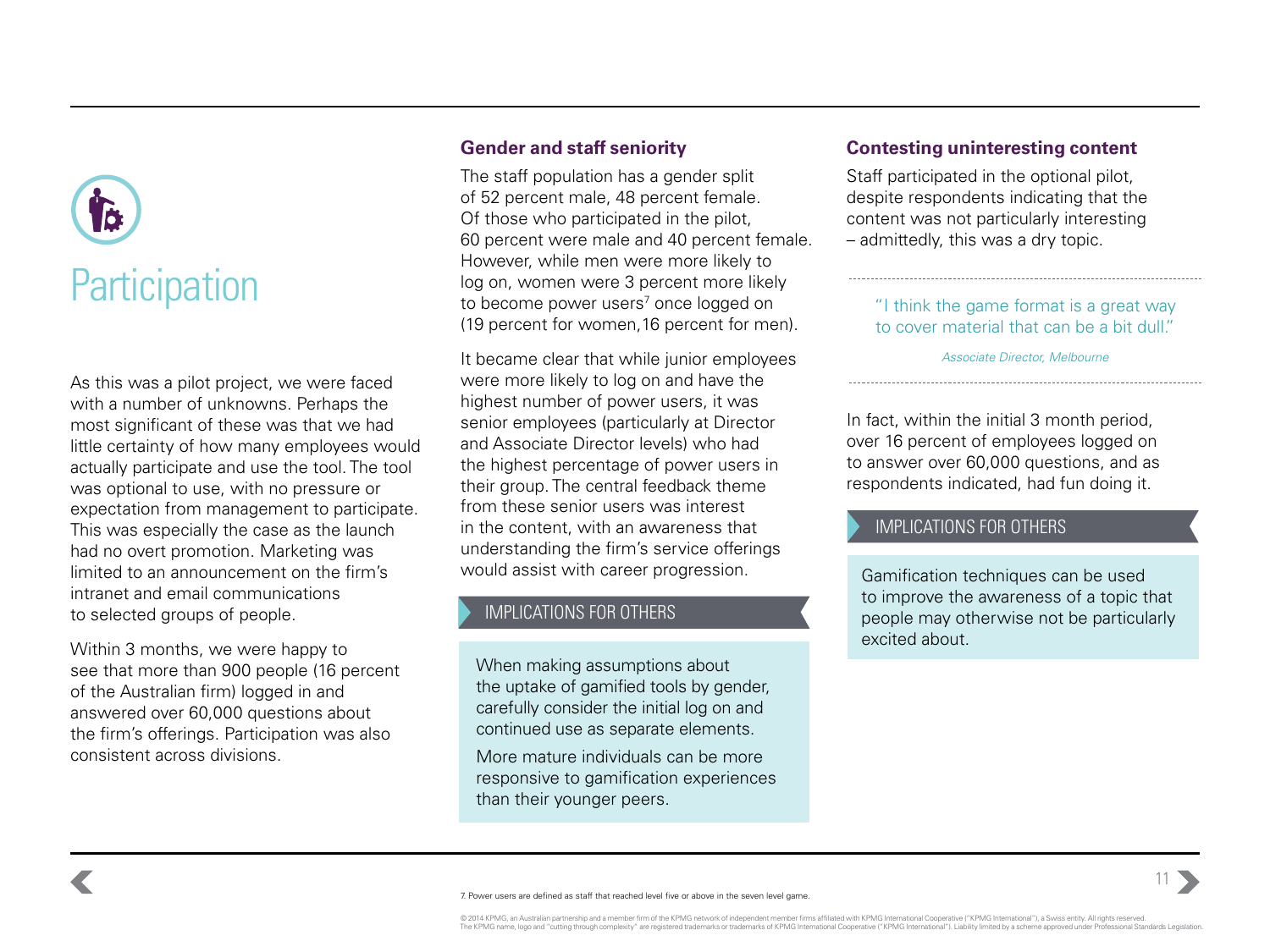# Participation

As this was a pilot project, we were faced with a number of unknowns. Perhaps the most significant of these was that we had little certainty of how many employees would actually participate and use the tool. The tool was optional to use, with no pressure or expectation from management to participate. This was especially the case as the launch had no overt promotion. Marketing was limited to an announcement on the firm's intranet and email communications to selected groups of people.

Within 3 months, we were happy to see that more than 900 people (16 percent of the Australian firm) logged in and answered over 60,000 questions about the firm's offerings. Participation was also consistent across divisions.

## Gender and staff seniority

The staff population has a gender split of 52 percent male, 48 percent female. Of those who participated in the pilot, 60 percent were male and 40 percent female. However, while men were more likely to log on, women were 3 percent more likely to become power users[7] once logged on (19 percent for women, 16 percent for men).

It became clear that while junior employees were more likely to log on and have the highest number of power users, it was senior employees (particularly at Director and Associate Director levels) who had the highest percentage of power users in their group. The central feedback theme from these senior users was interest in the content, with an awareness that understanding the firm's service offerings would assist with career progression.

### IMPLICATIONS FOR OTHERS

When making assumptions about the uptake of gamified tools by gender, carefully consider the initial log on and continued use as separate elements.

More mature individuals can be more responsive to gamification experiences than their younger peers.

## Contesting uninteresting content

Staff participated in the optional pilot, despite respondents indicating that the content was not particularly interesting – admittedly, this was a dry topic.

> "I think the game format is a great way to cover material that can be a bit dull."
>
> *Associate Director, Melbourne*

In fact, within the initial 3 month period, over 16 percent of employees logged on to answer over 60,000 questions, and as respondents indicated, had fun doing it.

### IMPLICATIONS FOR OTHERS

Gamification techniques can be used to improve the awareness of a topic that people may otherwise not be particularly excited about.

7. Power users are defined as staff that reached level five or above in the seven level game.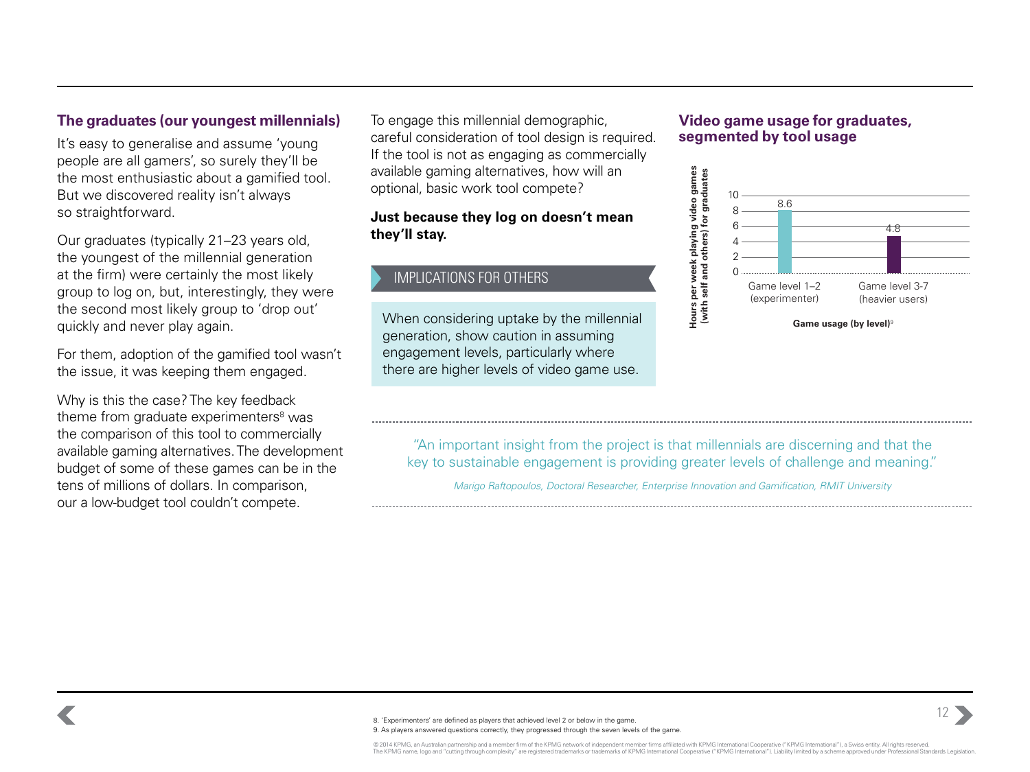## The graduates (our youngest millennials)

It's easy to generalise and assume 'young people are all gamers', so surely they'll be the most enthusiastic about a gamified tool. But we discovered reality isn't always so straightforward.

Our graduates (typically 21–23 years old, the youngest of the millennial generation at the firm) were certainly the most likely group to log on, but, interestingly, they were the second most likely group to 'drop out' quickly and never play again.

For them, adoption of the gamified tool wasn't the issue, it was keeping them engaged.

Why is this the case? The key feedback theme from graduate experimenters[8] was the comparison of this tool to commercially available gaming alternatives. The development budget of some of these games can be in the tens of millions of dollars. In comparison, our a low-budget tool couldn't compete.

To engage this millennial demographic, careful consideration of tool design is required. If the tool is not as engaging as commercially available gaming alternatives, how will an optional, basic work tool compete?

**Just because they log on doesn't mean they'll stay.**

### IMPLICATIONS FOR OTHERS

When considering uptake by the millennial generation, show caution in assuming engagement levels, particularly where there are higher levels of video game use.

## Video game usage for graduates, segmented by tool usage

| Game usage (by level)[9] | Hours per week playing video games (with self and others) for graduates |
|---|---|
| Game level 1–2 (experimenter) | 8.6 |
| Game level 3-7 (heavier users) | 4.8 |

*"An important insight from the project is that millennials are discerning and that the key to sustainable engagement is providing greater levels of challenge and meaning."*

*Marigo Raftopoulos, Doctoral Researcher, Enterprise Innovation and Gamification, RMIT University*

8. 'Experimenters' are defined as players that achieved level 2 or below in the game.
9. As players answered questions correctly, they progressed through the seven levels of the game.

© 2014 KPMG, an Australian partnership and a member firm of the KPMG network of independent member firms affiliated with KPMG International Cooperative ("KPMG International"), a Swiss entity. All rights reserved. The KPMG name, logo and "cutting through complexity" are registered trademarks or trademarks of KPMG International Cooperative ("KPMG International"). Liability limited by a scheme approved under Professional Standards Legislation.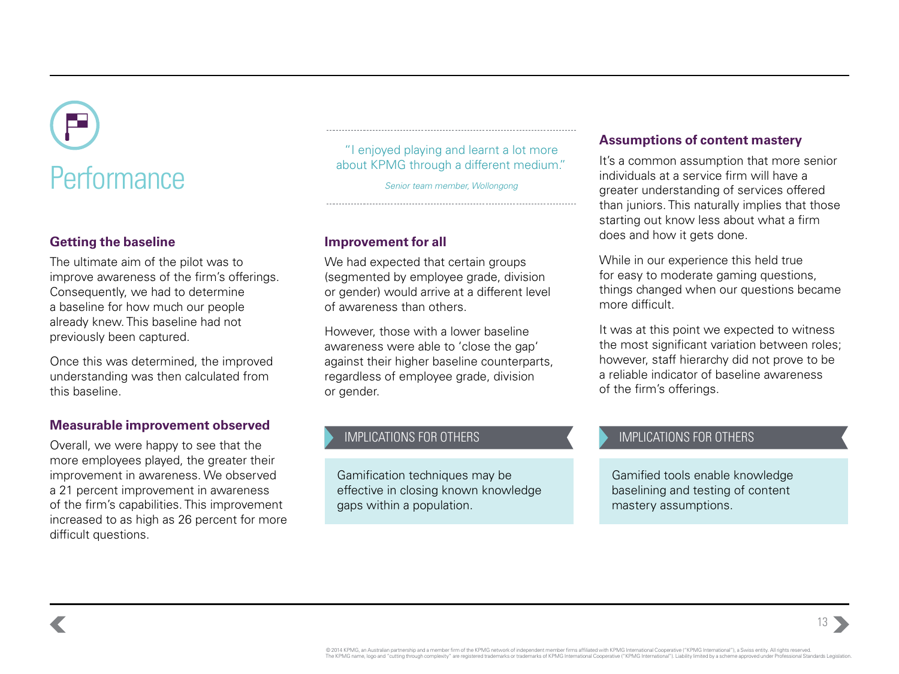# Performance

> "I enjoyed playing and learnt a lot more about KPMG through a different medium."
>
> *Senior team member, Wollongong*

### Getting the baseline

The ultimate aim of the pilot was to improve awareness of the firm's offerings. Consequently, we had to determine a baseline for how much our people already knew. This baseline had not previously been captured.

Once this was determined, the improved understanding was then calculated from this baseline.

### Measurable improvement observed

Overall, we were happy to see that the more employees played, the greater their improvement in awareness. We observed a 21 percent improvement in awareness of the firm's capabilities. This improvement increased to as high as 26 percent for more difficult questions.

### Improvement for all

We had expected that certain groups (segmented by employee grade, division or gender) would arrive at a different level of awareness than others.

However, those with a lower baseline awareness were able to 'close the gap' against their higher baseline counterparts, regardless of employee grade, division or gender.

**IMPLICATIONS FOR OTHERS**

Gamification techniques may be effective in closing known knowledge gaps within a population.

### Assumptions of content mastery

It's a common assumption that more senior individuals at a service firm will have a greater understanding of services offered than juniors. This naturally implies that those starting out know less about what a firm does and how it gets done.

While in our experience this held true for easy to moderate gaming questions, things changed when our questions became more difficult.

It was at this point we expected to witness the most significant variation between roles; however, staff hierarchy did not prove to be a reliable indicator of baseline awareness of the firm's offerings.

**IMPLICATIONS FOR OTHERS**

Gamified tools enable knowledge baselining and testing of content mastery assumptions.

© 2014 KPMG, an Australian partnership and a member firm of the KPMG network of independent member firms affiliated with KPMG International Cooperative ("KPMG International"), a Swiss entity. All rights reserved. The KPMG name, logo and "cutting through complexity" are registered trademarks or trademarks of KPMG International Cooperative ("KPMG International"). Liability limited by a scheme approved under Professional Standards Legislation.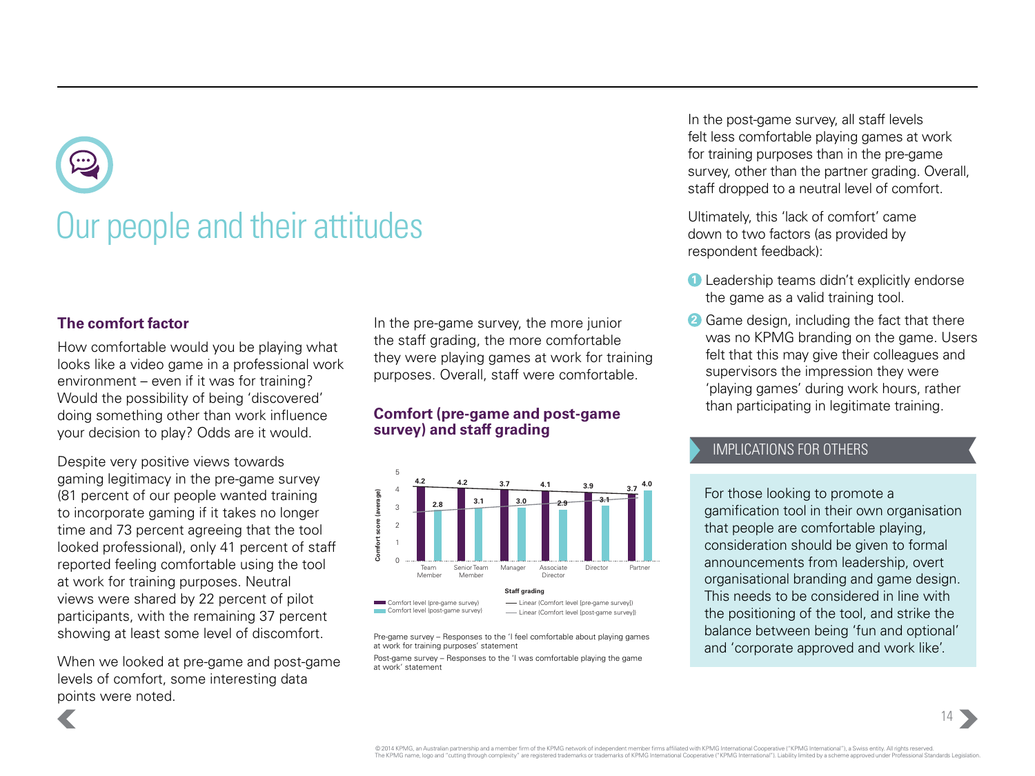# Our people and their attitudes

### The comfort factor

How comfortable would you be playing what looks like a video game in a professional work environment – even if it was for training? Would the possibility of being 'discovered' doing something other than work influence your decision to play? Odds are it would.

Despite very positive views towards gaming legitimacy in the pre-game survey (81 percent of our people wanted training to incorporate gaming if it takes no longer time and 73 percent agreeing that the tool looked professional), only 41 percent of staff reported feeling comfortable using the tool at work for training purposes. Neutral views were shared by 22 percent of pilot participants, with the remaining 37 percent showing at least some level of discomfort.

When we looked at pre-game and post-game levels of comfort, some interesting data points were noted.

In the pre-game survey, the more junior the staff grading, the more comfortable they were playing games at work for training purposes. Overall, staff were comfortable.

### Comfort (pre-game and post-game survey) and staff grading

| Staff grading | Comfort level (pre-game survey) | Comfort level (post-game survey) |
|---|---|---|
| Team Member | 4.2 | 2.8 |
| Senior Team Member | 4.2 | 3.1 |
| Manager | 3.7 | 3.0 |
| Associate Director | 4.1 | 2.9 |
| Director | 3.9 | 3.1 |
| Partner | 3.7 | 4.0 |

Pre-game survey – Responses to the 'I feel comfortable about playing games at work for training purposes' statement

Post-game survey – Responses to the 'I was comfortable playing the game at work' statement

In the post-game survey, all staff levels felt less comfortable playing games at work for training purposes than in the pre-game survey, other than the partner grading. Overall, staff dropped to a neutral level of comfort.

Ultimately, this 'lack of comfort' came down to two factors (as provided by respondent feedback):

1. Leadership teams didn't explicitly endorse the game as a valid training tool.
2. Game design, including the fact that there was no KPMG branding on the game. Users felt that this may give their colleagues and supervisors the impression they were 'playing games' during work hours, rather than participating in legitimate training.

#### IMPLICATIONS FOR OTHERS

For those looking to promote a gamification tool in their own organisation that people are comfortable playing, consideration should be given to formal announcements from leadership, overt organisational branding and game design. This needs to be considered in line with the positioning of the tool, and strike the balance between being 'fun and optional' and 'corporate approved and work like'.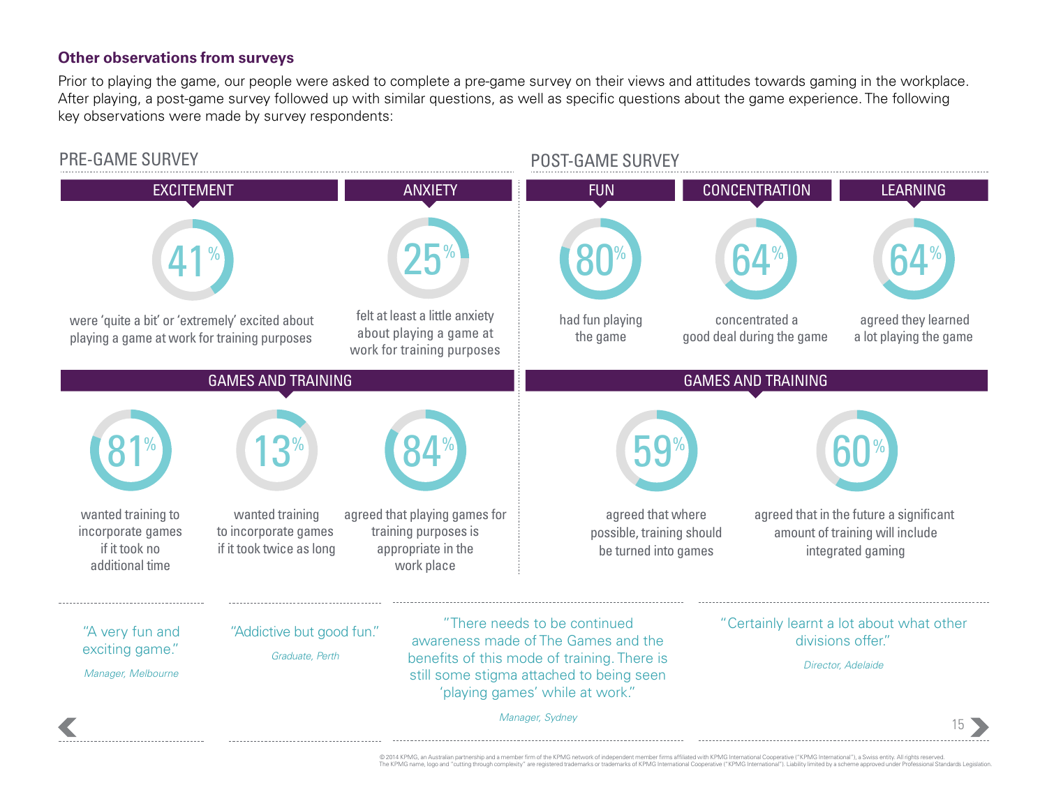## Other observations from surveys

Prior to playing the game, our people were asked to complete a pre-game survey on their views and attitudes towards gaming in the workplace. After playing, a post-game survey followed up with similar questions, as well as specific questions about the game experience. The following key observations were made by survey respondents:

### PRE-GAME SURVEY

#### EXCITEMENT

**41%** were 'quite a bit' or 'extremely' excited about playing a game at work for training purposes

#### ANXIETY

**25%** felt at least a little anxiety about playing a game at work for training purposes

#### GAMES AND TRAINING

**81%** wanted training to incorporate games if it took no additional time

**13%** wanted training to incorporate games if it took twice as long

**84%** agreed that playing games for training purposes is appropriate in the work place

### POST-GAME SURVEY

#### FUN

**80%** had fun playing the game

#### CONCENTRATION

**64%** concentrated a good deal during the game

#### LEARNING

**64%** agreed they learned a lot playing the game

#### GAMES AND TRAINING

**59%** agreed that where possible, training should be turned into games

**60%** agreed that in the future a significant amount of training will include integrated gaming

---

"A very fun and exciting game."

*Manager, Melbourne*

"Addictive but good fun."

*Graduate, Perth*

"There needs to be continued awareness made of The Games and the benefits of this mode of training. There is still some stigma attached to being seen 'playing games' while at work."

*Manager, Sydney*

"Certainly learnt a lot about what other divisions offer."

*Director, Adelaide*

© 2014 KPMG, an Australian partnership and a member firm of the KPMG network of independent member firms affiliated with KPMG International Cooperative ("KPMG International"), a Swiss entity. All rights reserved. The KPMG name, logo and "cutting through complexity" are registered trademarks or trademarks of KPMG International Cooperative ("KPMG International"). Liability limited by a scheme approved under Professional Standards Legislation.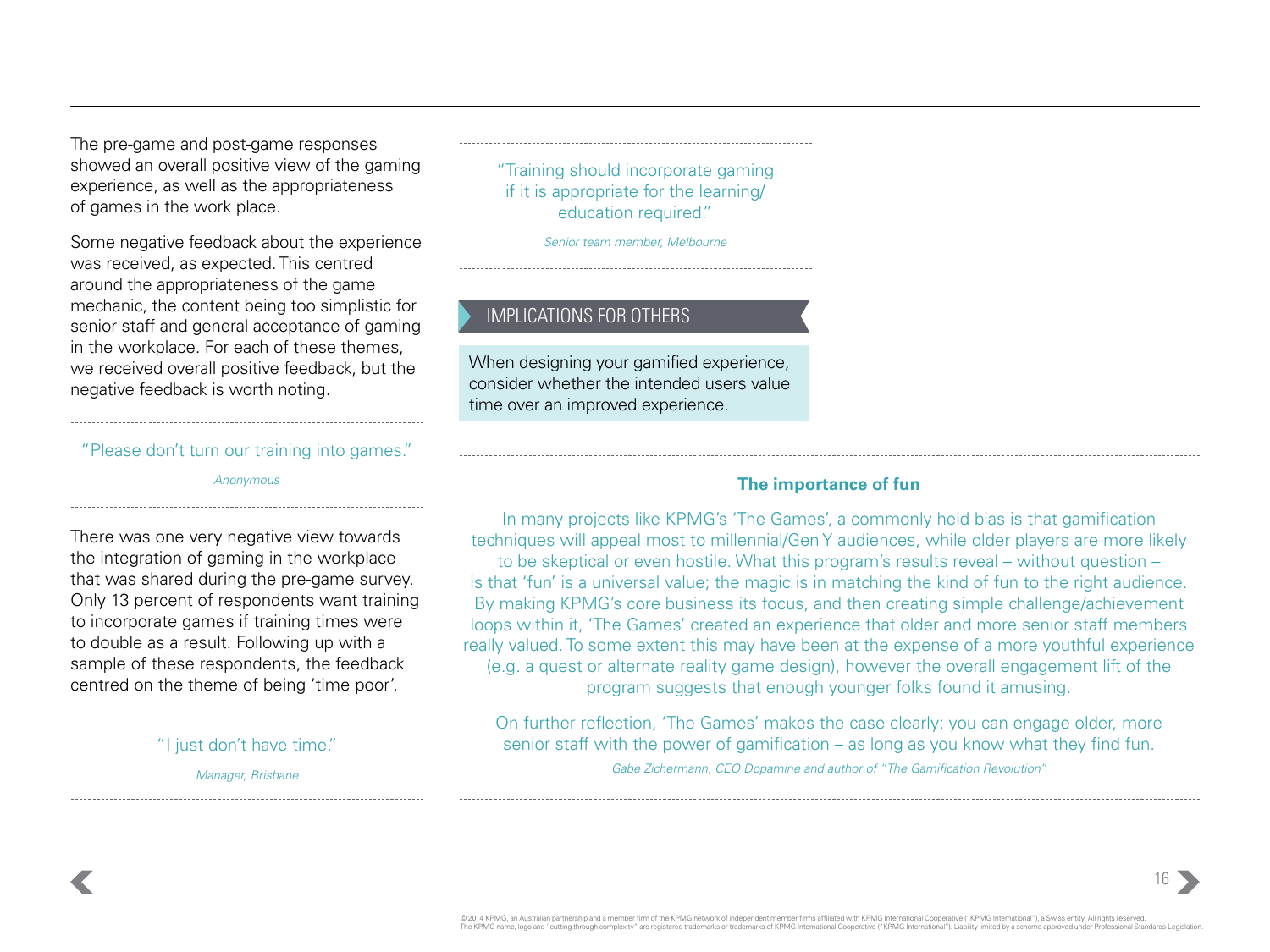The pre-game and post-game responses showed an overall positive view of the gaming experience, as well as the appropriateness of games in the work place.

Some negative feedback about the experience was received, as expected. This centred around the appropriateness of the game mechanic, the content being too simplistic for senior staff and general acceptance of gaming in the workplace. For each of these themes, we received overall positive feedback, but the negative feedback is worth noting.

> "Please don't turn our training into games."
>
> *Anonymous*

There was one very negative view towards the integration of gaming in the workplace that was shared during the pre-game survey. Only 13 percent of respondents want training to incorporate games if training times were to double as a result. Following up with a sample of these respondents, the feedback centred on the theme of being 'time poor'.

> "I just don't have time."
>
> *Manager, Brisbane*

> "Training should incorporate gaming if it is appropriate for the learning/education required."
>
> *Senior team member, Melbourne*

## IMPLICATIONS FOR OTHERS

When designing your gamified experience, consider whether the intended users value time over an improved experience.

**The importance of fun**

In many projects like KPMG's 'The Games', a commonly held bias is that gamification techniques will appeal most to millennial/Gen Y audiences, while older players are more likely to be skeptical or even hostile. What this program's results reveal – without question – is that 'fun' is a universal value; the magic is in matching the kind of fun to the right audience. By making KPMG's core business its focus, and then creating simple challenge/achievement loops within it, 'The Games' created an experience that older and more senior staff members really valued. To some extent this may have been at the expense of a more youthful experience (e.g. a quest or alternate reality game design), however the overall engagement lift of the program suggests that enough younger folks found it amusing.

On further reflection, 'The Games' makes the case clearly: you can engage older, more senior staff with the power of gamification – as long as you know what they find fun.

*Gabe Zichermann, CEO Dopamine and author of "The Gamification Revolution"*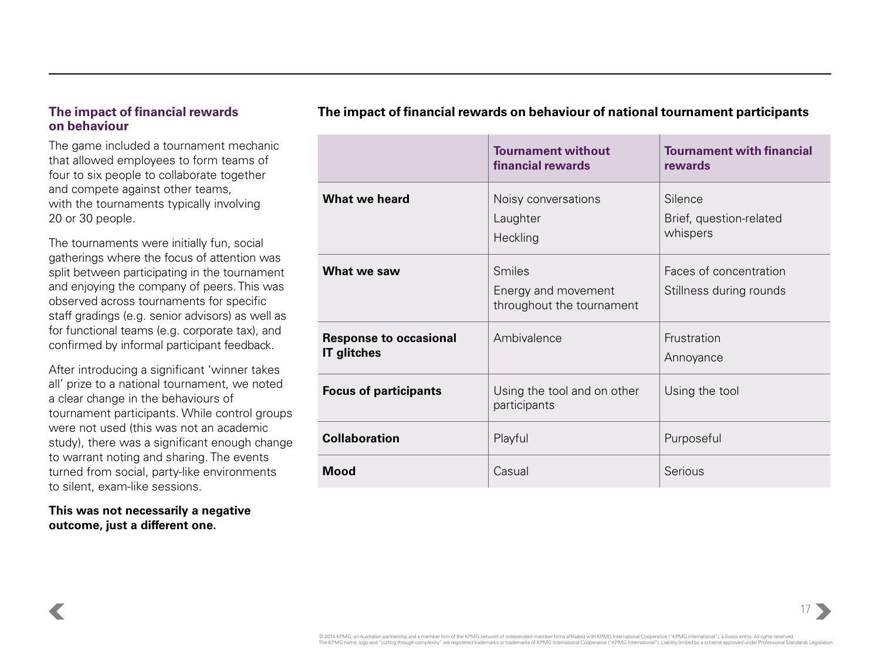### The impact of financial rewards on behaviour

The game included a tournament mechanic that allowed employees to form teams of four to six people to collaborate together and compete against other teams, with the tournaments typically involving 20 or 30 people.

The tournaments were initially fun, social gatherings where the focus of attention was split between participating in the tournament and enjoying the company of peers. This was observed across tournaments for specific staff gradings (e.g. senior advisors) as well as for functional teams (e.g. corporate tax), and confirmed by informal participant feedback.

After introducing a significant 'winner takes all' prize to a national tournament, we noted a clear change in the behaviours of tournament participants. While control groups were not used (this was not an academic study), there was a significant enough change to warrant noting and sharing. The events turned from social, party-like environments to silent, exam-like sessions.

**This was not necessarily a negative outcome, just a different one.**

**The impact of financial rewards on behaviour of national tournament participants**

| | Tournament without financial rewards | Tournament with financial rewards |
|---|---|---|
| **What we heard** | Noisy conversations<br>Laughter<br>Heckling | Silence<br>Brief, question-related whispers |
| **What we saw** | Smiles<br>Energy and movement throughout the tournament | Faces of concentration<br>Stillness during rounds |
| **Response to occasional IT glitches** | Ambivalence | Frustration<br>Annoyance |
| **Focus of participants** | Using the tool and on other participants | Using the tool |
| **Collaboration** | Playful | Purposeful |
| **Mood** | Casual | Serious |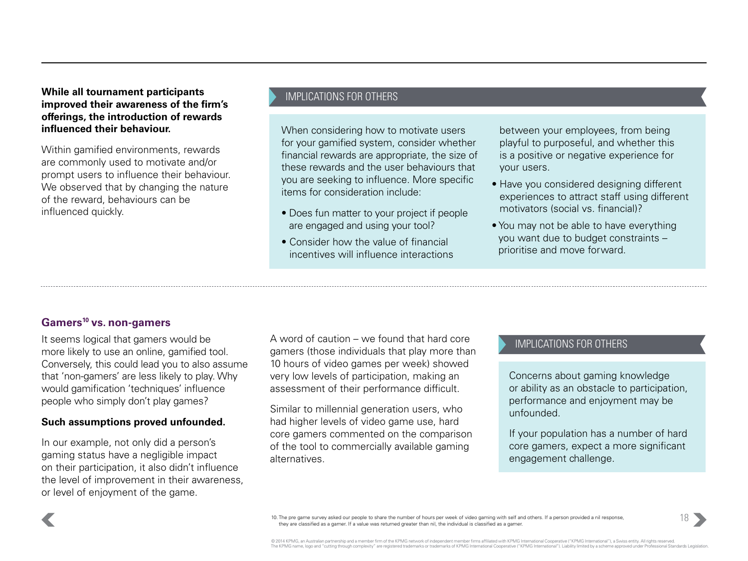**While all tournament participants improved their awareness of the firm's offerings, the introduction of rewards influenced their behaviour.**

Within gamified environments, rewards are commonly used to motivate and/or prompt users to influence their behaviour. We observed that by changing the nature of the reward, behaviours can be influenced quickly.

### IMPLICATIONS FOR OTHERS

When considering how to motivate users for your gamified system, consider whether financial rewards are appropriate, the size of these rewards and the user behaviours that you are seeking to influence. More specific items for consideration include:

- Does fun matter to your project if people are engaged and using your tool?
- Consider how the value of financial incentives will influence interactions between your employees, from being playful to purposeful, and whether this is a positive or negative experience for your users.
- Have you considered designing different experiences to attract staff using different motivators (social vs. financial)?
- You may not be able to have everything you want due to budget constraints – prioritise and move forward.

---

## Gamers[10] vs. non-gamers

It seems logical that gamers would be more likely to use an online, gamified tool. Conversely, this could lead you to also assume that 'non-gamers' are less likely to play. Why would gamification 'techniques' influence people who simply don't play games?

**Such assumptions proved unfounded.**

In our example, not only did a person's gaming status have a negligible impact on their participation, it also didn't influence the level of improvement in their awareness, or level of enjoyment of the game.

A word of caution – we found that hard core gamers (those individuals that play more than 10 hours of video games per week) showed very low levels of participation, making an assessment of their performance difficult.

Similar to millennial generation users, who had higher levels of video game use, hard core gamers commented on the comparison of the tool to commercially available gaming alternatives.

### IMPLICATIONS FOR OTHERS

Concerns about gaming knowledge or ability as an obstacle to participation, performance and enjoyment may be unfounded.

If your population has a number of hard core gamers, expect a more significant engagement challenge.

10. The pre game survey asked our people to share the number of hours per week of video gaming with self and others. If a person provided a nil response, they are classified as a gamer. If a value was returned greater than nil, the individual is classified as a gamer.

© 2014 KPMG, an Australian partnership and a member firm of the KPMG network of independent member firms affiliated with KPMG International Cooperative ("KPMG International"), a Swiss entity. All rights reserved. The KPMG name, logo and "cutting through complexity" are registered trademarks or trademarks of KPMG International Cooperative ("KPMG International"). Liability limited by a scheme approved under Professional Standards Legislation.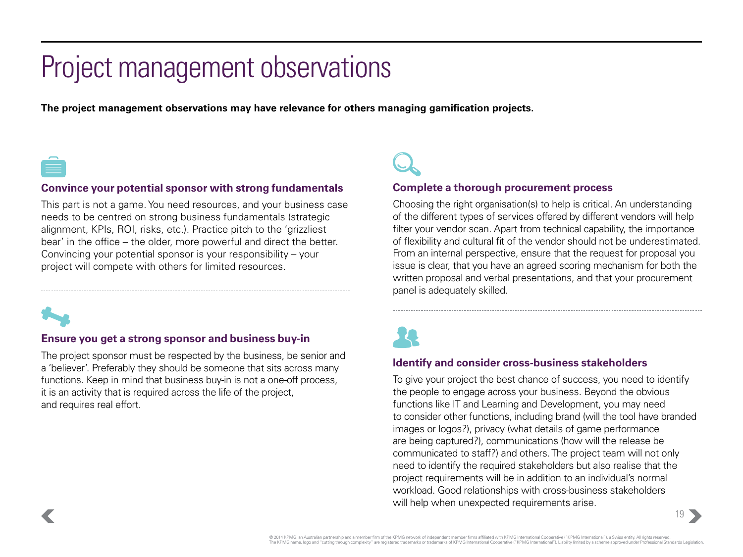# Project management observations

**The project management observations may have relevance for others managing gamification projects.**

### Convince your potential sponsor with strong fundamentals

This part is not a game. You need resources, and your business case needs to be centred on strong business fundamentals (strategic alignment, KPIs, ROI, risks, etc.). Practice pitch to the 'grizzliest bear' in the office – the older, more powerful and direct the better. Convincing your potential sponsor is your responsibility – your project will compete with others for limited resources.

### Ensure you get a strong sponsor and business buy-in

The project sponsor must be respected by the business, be senior and a 'believer'. Preferably they should be someone that sits across many functions. Keep in mind that business buy-in is not a one-off process, it is an activity that is required across the life of the project, and requires real effort.

### Complete a thorough procurement process

Choosing the right organisation(s) to help is critical. An understanding of the different types of services offered by different vendors will help filter your vendor scan. Apart from technical capability, the importance of flexibility and cultural fit of the vendor should not be underestimated. From an internal perspective, ensure that the request for proposal you issue is clear, that you have an agreed scoring mechanism for both the written proposal and verbal presentations, and that your procurement panel is adequately skilled.

### Identify and consider cross-business stakeholders

To give your project the best chance of success, you need to identify the people to engage across your business. Beyond the obvious functions like IT and Learning and Development, you may need to consider other functions, including brand (will the tool have branded images or logos?), privacy (what details of game performance are being captured?), communications (how will the release be communicated to staff?) and others. The project team will not only need to identify the required stakeholders but also realise that the project requirements will be in addition to an individual's normal workload. Good relationships with cross-business stakeholders will help when unexpected requirements arise.

© 2014 KPMG, an Australian partnership and a member firm of the KPMG network of independent member firms affiliated with KPMG International Cooperative ("KPMG International"), a Swiss entity. All rights reserved. The KPMG name, logo and "cutting through complexity" are registered trademarks or trademarks of KPMG International Cooperative ("KPMG International"). Liability limited by a scheme approved under Professional Standards Legislation.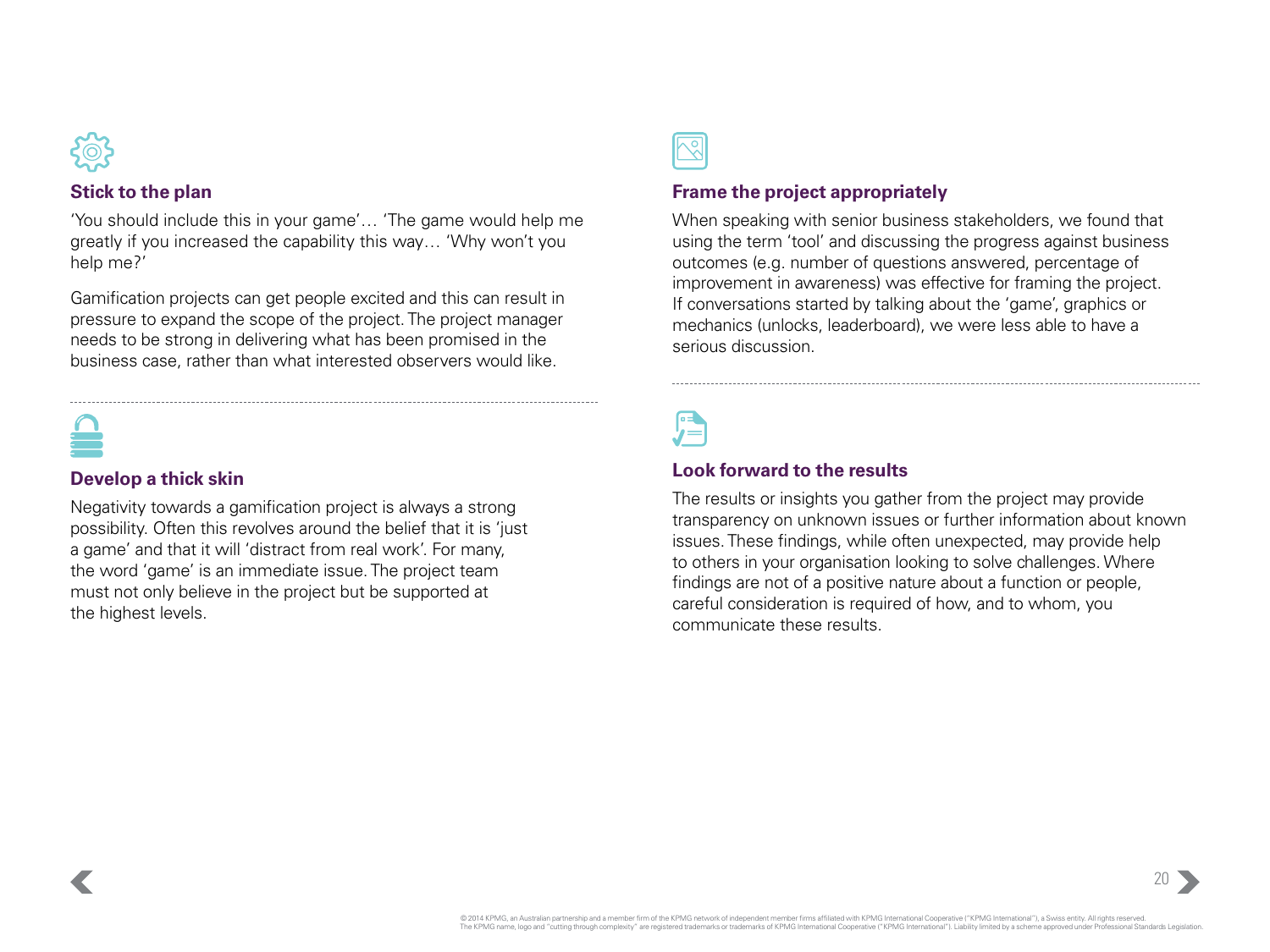### Stick to the plan

'You should include this in your game'… 'The game would help me greatly if you increased the capability this way… 'Why won't you help me?'

Gamification projects can get people excited and this can result in pressure to expand the scope of the project. The project manager needs to be strong in delivering what has been promised in the business case, rather than what interested observers would like.

### Develop a thick skin

Negativity towards a gamification project is always a strong possibility. Often this revolves around the belief that it is 'just a game' and that it will 'distract from real work'. For many, the word 'game' is an immediate issue. The project team must not only believe in the project but be supported at the highest levels.

### Frame the project appropriately

When speaking with senior business stakeholders, we found that using the term 'tool' and discussing the progress against business outcomes (e.g. number of questions answered, percentage of improvement in awareness) was effective for framing the project. If conversations started by talking about the 'game', graphics or mechanics (unlocks, leaderboard), we were less able to have a serious discussion.

### Look forward to the results

The results or insights you gather from the project may provide transparency on unknown issues or further information about known issues. These findings, while often unexpected, may provide help to others in your organisation looking to solve challenges. Where findings are not of a positive nature about a function or people, careful consideration is required of how, and to whom, you communicate these results.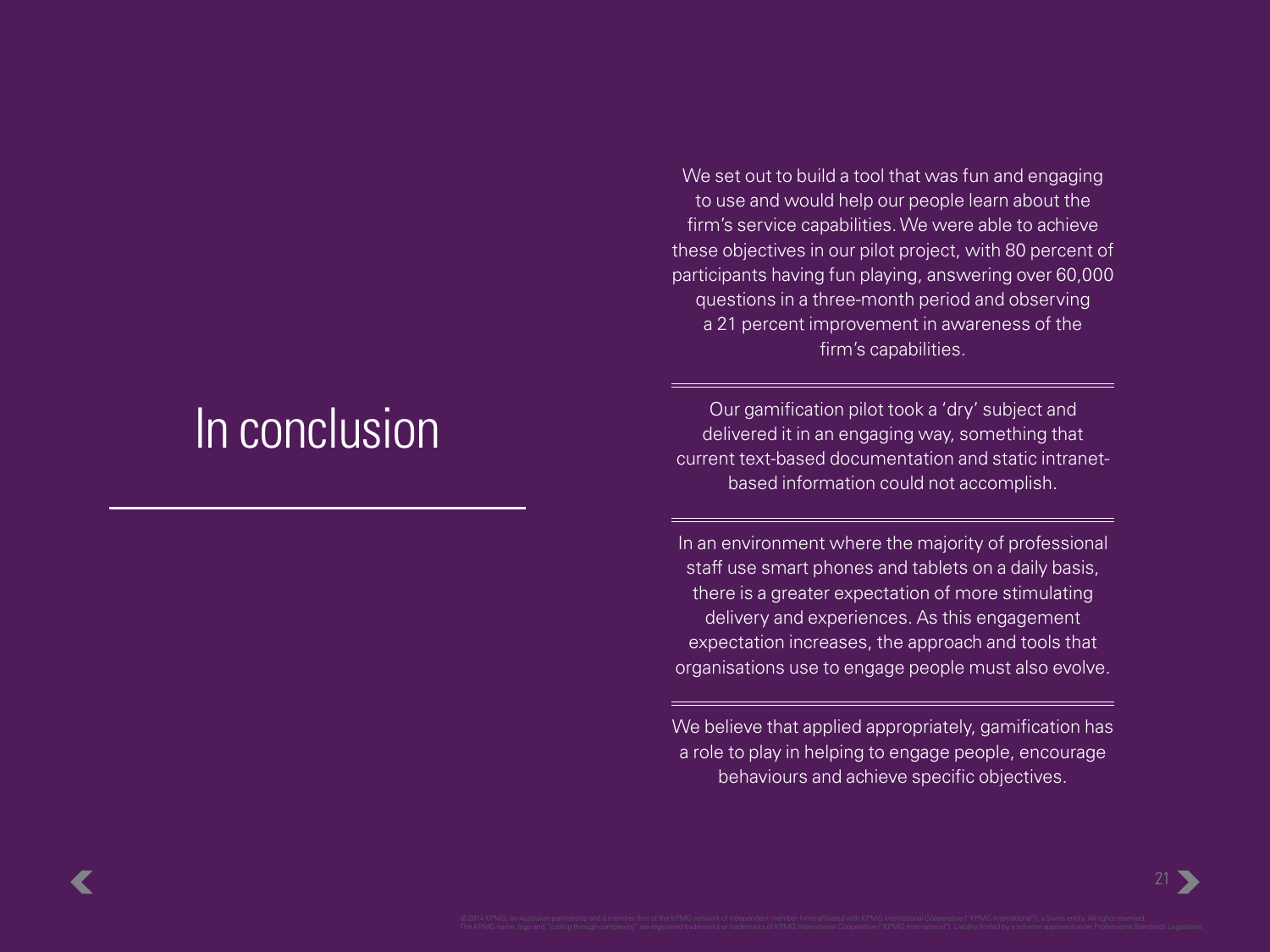# In conclusion

We set out to build a tool that was fun and engaging to use and would help our people learn about the firm's service capabilities. We were able to achieve these objectives in our pilot project, with 80 percent of participants having fun playing, answering over 60,000 questions in a three-month period and observing a 21 percent improvement in awareness of the firm's capabilities.

Our gamification pilot took a 'dry' subject and delivered it in an engaging way, something that current text-based documentation and static intranet-based information could not accomplish.

In an environment where the majority of professional staff use smart phones and tablets on a daily basis, there is a greater expectation of more stimulating delivery and experiences. As this engagement expectation increases, the approach and tools that organisations use to engage people must also evolve.

We believe that applied appropriately, gamification has a role to play in helping to engage people, encourage behaviours and achieve specific objectives.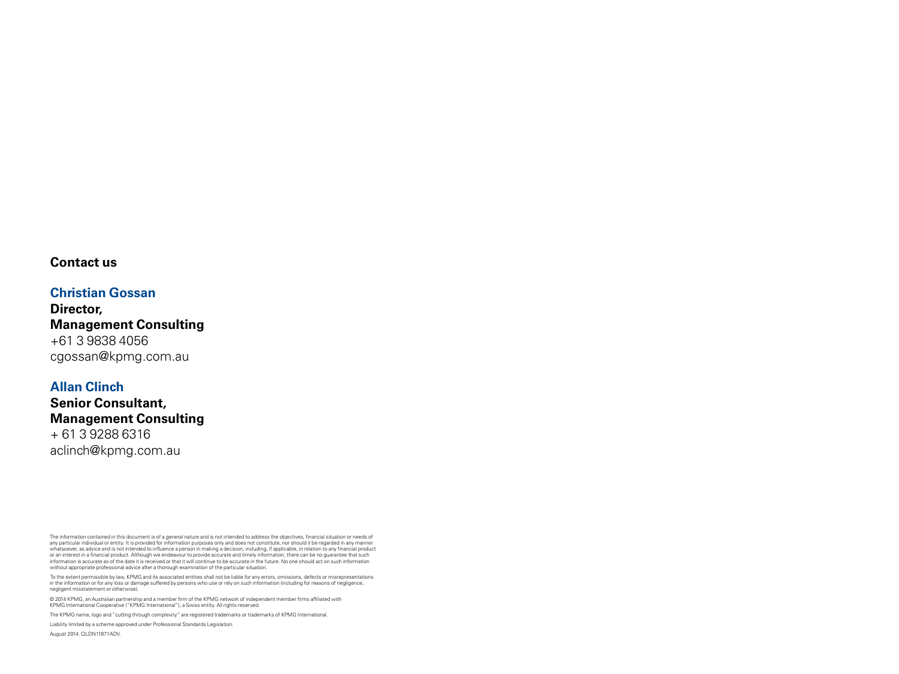## Contact us

**Christian Gossan**
**Director,**
**Management Consulting**
+61 3 9838 4056
cgossan@kpmg.com.au

**Allan Clinch**
**Senior Consultant,**
**Management Consulting**
+ 61 3 9288 6316
aclinch@kpmg.com.au

The information contained in this document is of a general nature and is not intended to address the objectives, financial situation or needs of any particular individual or entity. It is provided for information purposes only and does not constitute, nor should it be regarded in any manner whatsoever, as advice and is not intended to influence a person in making a decision, including, if applicable, in relation to any financial product or an interest in a financial product. Although we endeavour to provide accurate and timely information, there can be no guarantee that such information is accurate as of the date it is received or that it will continue to be accurate in the future. No one should act on such information without appropriate professional advice after a thorough examination of the particular situation.

To the extent permissible by law, KPMG and its associated entities shall not be liable for any errors, omissions, defects or misrepresentations in the information or for any loss or damage suffered by persons who use or rely on such information (including for reasons of negligence, negligent misstatement or otherwise).

© 2014 KPMG, an Australian partnership and a member firm of the KPMG network of independent member firms affiliated with KPMG International Cooperative ("KPMG International"), a Swiss entity. All rights reserved.

The KPMG name, logo and "cutting through complexity" are registered trademarks or trademarks of KPMG International.

Liability limited by a scheme approved under Professional Standards Legislation.

August 2014. QLDN11871ADV.